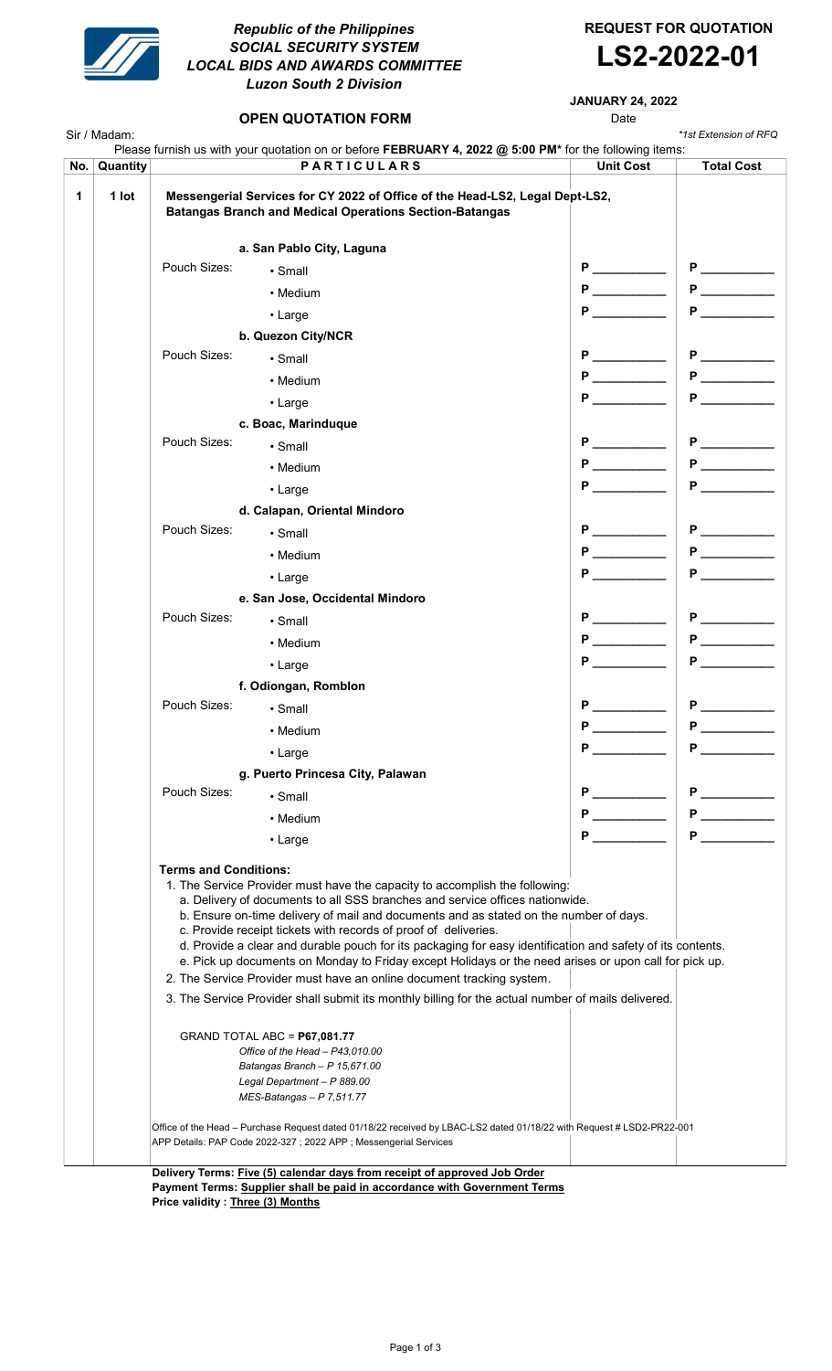Republic of the Philippines
*SOCIAL SECURITY SYSTEM*
*LOCAL BIDS AND AWARDS COMMITTEE*
*Luzon South 2 Division*

**REQUEST FOR QUOTATION**

# LS2-2022-01

**JANUARY 24, 2022**
Date

## OPEN QUOTATION FORM

*\*1st Extension of RFQ*

Sir / Madam:

Please furnish us with your quotation on or before **FEBRUARY 4, 2022 @ 5:00 PM*** for the following items:

| No. | Quantity | PARTICULARS | | Unit Cost | Total Cost |
|---|---|---|---|---|---|
| 1 | 1 lot | **Messengerial Services for CY 2022 of Office of the Head-LS2, Legal Dept-LS2, Batangas Branch and Medical Operations Section-Batangas** | | | |
| | | | **a. San Pablo City, Laguna** | | |
| | | Pouch Sizes: | • Small | P ________ | P ________ |
| | | | • Medium | P ________ | P ________ |
| | | | • Large | P ________ | P ________ |
| | | | **b. Quezon City/NCR** | | |
| | | Pouch Sizes: | • Small | P ________ | P ________ |
| | | | • Medium | P ________ | P ________ |
| | | | • Large | P ________ | P ________ |
| | | | **c. Boac, Marinduque** | | |
| | | Pouch Sizes: | • Small | P ________ | P ________ |
| | | | • Medium | P ________ | P ________ |
| | | | • Large | P ________ | P ________ |
| | | | **d. Calapan, Oriental Mindoro** | | |
| | | Pouch Sizes: | • Small | P ________ | P ________ |
| | | | • Medium | P ________ | P ________ |
| | | | • Large | P ________ | P ________ |
| | | | **e. San Jose, Occidental Mindoro** | | |
| | | Pouch Sizes: | • Small | P ________ | P ________ |
| | | | • Medium | P ________ | P ________ |
| | | | • Large | P ________ | P ________ |
| | | | **f. Odiongan, Romblon** | | |
| | | Pouch Sizes: | • Small | P ________ | P ________ |
| | | | • Medium | P ________ | P ________ |
| | | | • Large | P ________ | P ________ |
| | | | **g. Puerto Princesa City, Palawan** | | |
| | | Pouch Sizes: | • Small | P ________ | P ________ |
| | | | • Medium | P ________ | P ________ |
| | | | • Large | P ________ | P ________ |

**Terms and Conditions:**

1. The Service Provider must have the capacity to accomplish the following:
   a. Delivery of documents to all SSS branches and service offices nationwide.
   b. Ensure on-time delivery of mail and documents and as stated on the number of days.
   c. Provide receipt tickets with records of proof of deliveries.
   d. Provide a clear and durable pouch for its packaging for easy identification and safety of its contents.
   e. Pick up documents on Monday to Friday except Holidays or the need arises or upon call for pick up.
2. The Service Provider must have an online document tracking system.
3. The Service Provider shall submit its monthly billing for the actual number of mails delivered.

GRAND TOTAL ABC = **P67,081.77**
*Office of the Head – P43,010.00*
*Batangas Branch – P 15,671.00*
*Legal Department – P 889.00*
*MES-Batangas – P 7,511.77*

Office of the Head – Purchase Request dated 01/18/22 received by LBAC-LS2 dated 01/18/22 with Request # LSD2-PR22-001
APP Details: PAP Code 2022-327 ; 2022 APP ; Messengerial Services

**Delivery Terms: Five (5) calendar days from receipt of approved Job Order**
**Payment Terms: Supplier shall be paid in accordance with Government Terms**
**Price validity : Three (3) Months**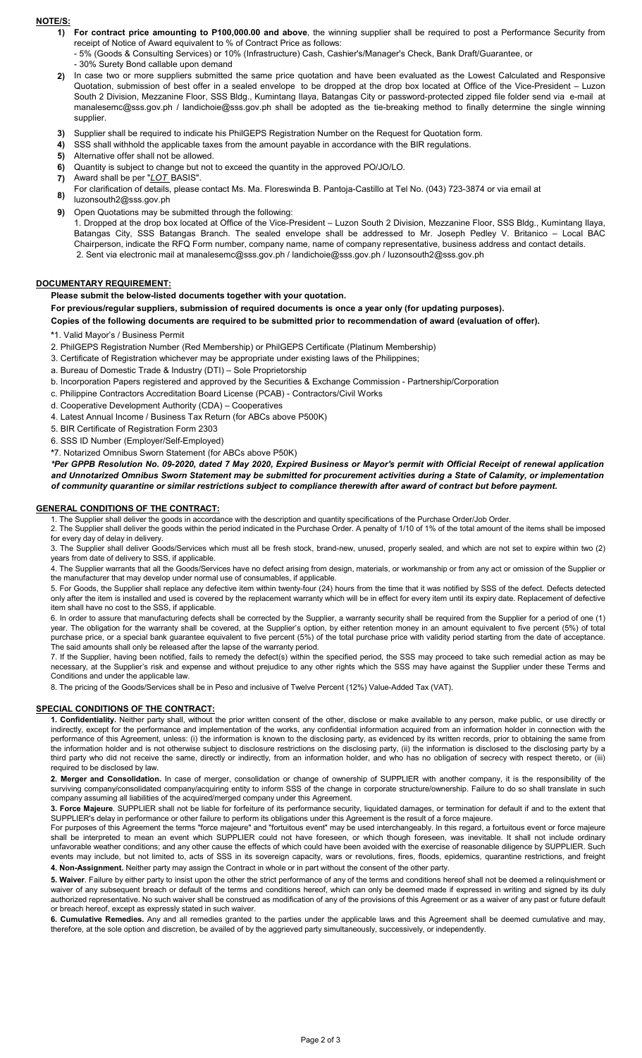## NOTE/S:

1) **For contract price amounting to P100,000.00 and above**, the winning supplier shall be required to post a Performance Security from receipt of Notice of Award equivalent to % of Contract Price as follows:
   - 5% (Goods & Consulting Services) or 10% (Infrastructure) Cash, Cashier's/Manager's Check, Bank Draft/Guarantee, or
   - 30% Surety Bond callable upon demand
2) In case two or more suppliers submitted the same price quotation and have been evaluated as the Lowest Calculated and Responsive Quotation, submission of best offer in a sealed envelope to be dropped at the drop box located at Office of the Vice-President – Luzon South 2 Division, Mezzanine Floor, SSS Bldg., Kumintang Ilaya, Batangas City or password-protected zipped file folder send via e-mail at manalesemc@sss.gov.ph / landichoie@sss.gov.ph shall be adopted as the tie-breaking method to finally determine the single winning supplier.
3) Supplier shall be required to indicate his PhilGEPS Registration Number on the Request for Quotation form.
4) SSS shall withhold the applicable taxes from the amount payable in accordance with the BIR regulations.
5) Alternative offer shall not be allowed.
6) Quantity is subject to change but not to exceed the quantity in the approved PO/JO/LO.
7) Award shall be per "*LOT* BASIS".
8) For clarification of details, please contact Ms. Ma. Floreswinda B. Pantoja-Castillo at Tel No. (043) 723-3874 or via email at luzonsouth2@sss.gov.ph
9) Open Quotations may be submitted through the following:
   1. Dropped at the drop box located at Office of the Vice-President – Luzon South 2 Division, Mezzanine Floor, SSS Bldg., Kumintang Ilaya, Batangas City, SSS Batangas Branch. The sealed envelope shall be addressed to Mr. Joseph Pedley V. Britanico – Local BAC Chairperson, indicate the RFQ Form number, company name, name of company representative, business address and contact details.
   2. Sent via electronic mail at manalesemc@sss.gov.ph / landichoie@sss.gov.ph / luzonsouth2@sss.gov.ph

## DOCUMENTARY REQUIREMENT:

**Please submit the below-listed documents together with your quotation.**

**For previous/regular suppliers, submission of required documents is once a year only (for updating purposes).**

**Copies of the following documents are required to be submitted prior to recommendation of award (evaluation of offer).**

*1. Valid Mayor's / Business Permit

2. PhilGEPS Registration Number (Red Membership) or PhilGEPS Certificate (Platinum Membership)

3. Certificate of Registration whichever may be appropriate under existing laws of the Philippines;

a. Bureau of Domestic Trade & Industry (DTI) – Sole Proprietorship

b. Incorporation Papers registered and approved by the Securities & Exchange Commission - Partnership/Corporation

c. Philippine Contractors Accreditation Board License (PCAB) - Contractors/Civil Works

d. Cooperative Development Authority (CDA) – Cooperatives

4. Latest Annual Income / Business Tax Return (for ABCs above P500K)

5. BIR Certificate of Registration Form 2303

6. SSS ID Number (Employer/Self-Employed)

*7. Notarized Omnibus Sworn Statement (for ABCs above P50K)

***Per GPPB Resolution No. 09-2020, dated 7 May 2020, Expired Business or Mayor's permit with Official Receipt of renewal application and Unnotarized Omnibus Sworn Statement may be submitted for procurement activities during a State of Calamity, or implementation of community quarantine or similar restrictions subject to compliance therewith after award of contract but before payment.***

## GENERAL CONDITIONS OF THE CONTRACT:

1. The Supplier shall deliver the goods in accordance with the description and quantity specifications of the Purchase Order/Job Order.
2. The Supplier shall deliver the goods within the period indicated in the Purchase Order. A penalty of 1/10 of 1% of the total amount of the items shall be imposed for every day of delay in delivery.
3. The Supplier shall deliver Goods/Services which must all be fresh stock, brand-new, unused, properly sealed, and which are not set to expire within two (2) years from date of delivery to SSS, if applicable.
4. The Supplier warrants that all the Goods/Services have no defect arising from design, materials, or workmanship or from any act or omission of the Supplier or the manufacturer that may develop under normal use of consumables, if applicable.
5. For Goods, the Supplier shall replace any defective item within twenty-four (24) hours from the time that it was notified by SSS of the defect. Defects detected only after the item is installed and used is covered by the replacement warranty which will be in effect for every item until its expiry date. Replacement of defective item shall have no cost to the SSS, if applicable.
6. In order to assure that manufacturing defects shall be corrected by the Supplier, a warranty security shall be required from the Supplier for a period of one (1) year. The obligation for the warranty shall be covered, at the Supplier's option, by either retention money in an amount equivalent to five percent (5%) of total purchase price, or a special bank guarantee equivalent to five percent (5%) of the total purchase price with validity period starting from the date of acceptance. The said amounts shall only be released after the lapse of the warranty period.
7. If the Supplier, having been notified, fails to remedy the defect(s) within the specified period, the SSS may proceed to take such remedial action as may be necessary, at the Supplier's risk and expense and without prejudice to any other rights which the SSS may have against the Supplier under these Terms and Conditions and under the applicable law.
8. The pricing of the Goods/Services shall be in Peso and inclusive of Twelve Percent (12%) Value-Added Tax (VAT).

## SPECIAL CONDITIONS OF THE CONTRACT:

**1. Confidentiality.** Neither party shall, without the prior written consent of the other, disclose or make available to any person, make public, or use directly or indirectly, except for the performance and implementation of the works, any confidential information acquired from an information holder in connection with the performance of this Agreement, unless: (i) the information is known to the disclosing party, as evidenced by its written records, prior to obtaining the same from the information holder and is not otherwise subject to disclosure restrictions on the disclosing party, (ii) the information is disclosed to the disclosing party by a third party who did not receive the same, directly or indirectly, from an information holder, and who has no obligation of secrecy with respect thereto, or (iii) required to be disclosed by law.

**2. Merger and Consolidation.** In case of merger, consolidation or change of ownership of SUPPLIER with another company, it is the responsibility of the surviving company/consolidated company/acquiring entity to inform SSS of the change in corporate structure/ownership. Failure to do so shall translate in such company assuming all liabilities of the acquired/merged company under this Agreement.

**3. Force Majeure**. SUPPLIER shall not be liable for forfeiture of its performance security, liquidated damages, or termination for default if and to the extent that SUPPLIER's delay in performance or other failure to perform its obligations under this Agreement is the result of a force majeure.

For purposes of this Agreement the terms "force majeure" and "fortuitous event" may be used interchangeably. In this regard, a fortuitous event or force majeure shall be interpreted to mean an event which SUPPLIER could not have foreseen, or which though foreseen, was inevitable. It shall not include ordinary unfavorable weather conditions; and any other cause the effects of which could have been avoided with the exercise of reasonable diligence by SUPPLIER. Such events may include, but not limited to, acts of SSS in its sovereign capacity, wars or revolutions, fires, floods, epidemics, quarantine restrictions, and freight

**4. Non-Assignment.** Neither party may assign the Contract in whole or in part without the consent of the other party.

**5. Waiver**. Failure by either party to insist upon the other the strict performance of any of the terms and conditions hereof shall not be deemed a relinquishment or waiver of any subsequent breach or default of the terms and conditions hereof, which can only be deemed made if expressed in writing and signed by its duly authorized representative. No such waiver shall be construed as modification of any of the provisions of this Agreement or as a waiver of any past or future default or breach hereof, except as expressly stated in such waiver.

**6. Cumulative Remedies.** Any and all remedies granted to the parties under the applicable laws and this Agreement shall be deemed cumulative and may, therefore, at the sole option and discretion, be availed of by the aggrieved party simultaneously, successively, or independently.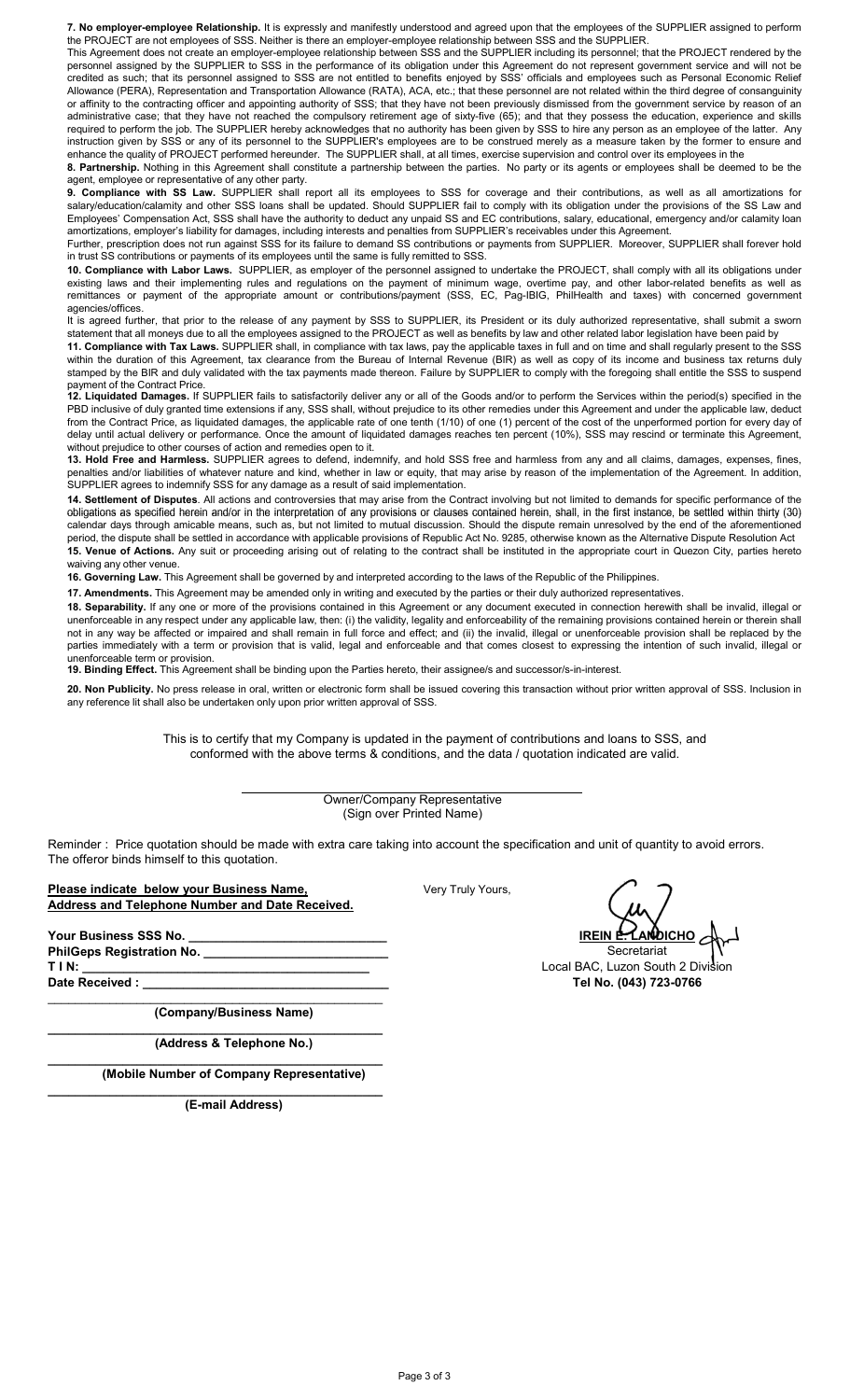**7. No employer-employee Relationship.** It is expressly and manifestly understood and agreed upon that the employees of the SUPPLIER assigned to perform the PROJECT are not employees of SSS. Neither is there an employer-employee relationship between SSS and the SUPPLIER.

This Agreement does not create an employer-employee relationship between SSS and the SUPPLIER including its personnel; that the PROJECT rendered by the personnel assigned by the SUPPLIER to SSS in the performance of its obligation under this Agreement do not represent government service and will not be credited as such; that its personnel assigned to SSS are not entitled to benefits enjoyed by SSS' officials and employees such as Personal Economic Relief Allowance (PERA), Representation and Transportation Allowance (RATA), ACA, etc.; that these personnel are not related within the third degree of consanguinity or affinity to the contracting officer and appointing authority of SSS; that they have not been previously dismissed from the government service by reason of an administrative case; that they have not reached the compulsory retirement age of sixty-five (65); and that they possess the education, experience and skills required to perform the job. The SUPPLIER hereby acknowledges that no authority has been given by SSS to hire any person as an employee of the latter. Any instruction given by SSS or any of its personnel to the SUPPLIER's employees are to be construed merely as a measure taken by the former to ensure and enhance the quality of PROJECT performed hereunder. The SUPPLIER shall, at all times, exercise supervision and control over its employees in the

**8. Partnership.** Nothing in this Agreement shall constitute a partnership between the parties. No party or its agents or employees shall be deemed to be the agent, employee or representative of any other party.

**9. Compliance with SS Law.** SUPPLIER shall report all its employees to SSS for coverage and their contributions, as well as all amortizations for salary/education/calamity and other SSS loans shall be updated. Should SUPPLIER fail to comply with its obligation under the provisions of the SS Law and Employees' Compensation Act, SSS shall have the authority to deduct any unpaid SS and EC contributions, salary, educational, emergency and/or calamity loan amortizations, employer's liability for damages, including interests and penalties from SUPPLIER's receivables under this Agreement.

Further, prescription does not run against SSS for its failure to demand SS contributions or payments from SUPPLIER. Moreover, SUPPLIER shall forever hold in trust SS contributions or payments of its employees until the same is fully remitted to SSS.

**10. Compliance with Labor Laws.** SUPPLIER, as employer of the personnel assigned to undertake the PROJECT, shall comply with all its obligations under existing laws and their implementing rules and regulations on the payment of minimum wage, overtime pay, and other labor-related benefits as well as remittances or payment of the appropriate amount or contributions/payment (SSS, EC, Pag-IBIG, PhilHealth and taxes) with concerned government agencies/offices.

It is agreed further, that prior to the release of any payment by SSS to SUPPLIER, its President or its duly authorized representative, shall submit a sworn statement that all moneys due to all the employees assigned to the PROJECT as well as benefits by law and other related labor legislation have been paid by

**11. Compliance with Tax Laws.** SUPPLIER shall, in compliance with tax laws, pay the applicable taxes in full and on time and shall regularly present to the SSS within the duration of this Agreement, tax clearance from the Bureau of Internal Revenue (BIR) as well as copy of its income and business tax returns duly stamped by the BIR and duly validated with the tax payments made thereon. Failure by SUPPLIER to comply with the foregoing shall entitle the SSS to suspend payment of the Contract Price.

**12. Liquidated Damages.** If SUPPLIER fails to satisfactorily deliver any or all of the Goods and/or to perform the Services within the period(s) specified in the PBD inclusive of duly granted time extensions if any, SSS shall, without prejudice to its other remedies under this Agreement and under the applicable law, deduct from the Contract Price, as liquidated damages, the applicable rate of one tenth (1/10) of one (1) percent of the cost of the unperformed portion for every day of delay until actual delivery or performance. Once the amount of liquidated damages reaches ten percent (10%), SSS may rescind or terminate this Agreement, without prejudice to other courses of action and remedies open to it.

**13. Hold Free and Harmless.** SUPPLIER agrees to defend, indemnify, and hold SSS free and harmless from any and all claims, damages, expenses, fines, penalties and/or liabilities of whatever nature and kind, whether in law or equity, that may arise by reason of the implementation of the Agreement. In addition, SUPPLIER agrees to indemnify SSS for any damage as a result of said implementation.

**14. Settlement of Disputes**. All actions and controversies that may arise from the Contract involving but not limited to demands for specific performance of the obligations as specified herein and/or in the interpretation of any provisions or clauses contained herein, shall, in the first instance, be settled within thirty (30) calendar days through amicable means, such as, but not limited to mutual discussion. Should the dispute remain unresolved by the end of the aforementioned period, the dispute shall be settled in accordance with applicable provisions of Republic Act No. 9285, otherwise known as the Alternative Dispute Resolution Act

**15. Venue of Actions.** Any suit or proceeding arising out of relating to the contract shall be instituted in the appropriate court in Quezon City, parties hereto waiving any other venue.

**16. Governing Law.** This Agreement shall be governed by and interpreted according to the laws of the Republic of the Philippines.

**17. Amendments.** This Agreement may be amended only in writing and executed by the parties or their duly authorized representatives.

**18. Separability.** If any one or more of the provisions contained in this Agreement or any document executed in connection herewith shall be invalid, illegal or unenforceable in any respect under any applicable law, then: (i) the validity, legality and enforceability of the remaining provisions contained herein or therein shall not in any way be affected or impaired and shall remain in full force and effect; and (ii) the invalid, illegal or unenforceable provision shall be replaced by the parties immediately with a term or provision that is valid, legal and enforceable and that comes closest to expressing the intention of such invalid, illegal or unenforceable term or provision.

**19. Binding Effect.** This Agreement shall be binding upon the Parties hereto, their assignee/s and successor/s-in-interest.

**20. Non Publicity.** No press release in oral, written or electronic form shall be issued covering this transaction without prior written approval of SSS. Inclusion in any reference lit shall also be undertaken only upon prior written approval of SSS.

This is to certify that my Company is updated in the payment of contributions and loans to SSS, and conformed with the above terms & conditions, and the data / quotation indicated are valid.

\_\_\_\_\_\_\_\_\_\_\_\_\_\_\_\_\_\_\_\_\_\_\_\_\_\_\_\_\_\_\_\_\_\_\_\_\_\_\_\_

Owner/Company Representative
(Sign over Printed Name)

Reminder : Price quotation should be made with extra care taking into account the specification and unit of quantity to avoid errors. The offeror binds himself to this quotation.

**Please indicate below your Business Name, Address and Telephone Number and Date Received.**

Very Truly Yours,

**Your Business SSS No.** \_\_\_\_\_\_\_\_\_\_\_\_\_\_\_\_\_\_\_\_\_\_\_\_\_\_\_\_

**PhilGeps Registration No.** \_\_\_\_\_\_\_\_\_\_\_\_\_\_\_\_\_\_\_\_\_\_\_\_\_\_

**T I N:** \_\_\_\_\_\_\_\_\_\_\_\_\_\_\_\_\_\_\_\_\_\_\_\_\_\_\_\_\_\_\_\_\_\_\_\_\_\_\_\_

**Date Received :** \_\_\_\_\_\_\_\_\_\_\_\_\_\_\_\_\_\_\_\_\_\_\_\_\_\_\_\_\_\_\_\_\_\_

\_\_\_\_\_\_\_\_\_\_\_\_\_\_\_\_\_\_\_\_\_\_\_\_\_\_\_\_\_\_\_\_\_\_\_\_\_\_\_\_\_\_\_\_

**(Company/Business Name)**

\_\_\_\_\_\_\_\_\_\_\_\_\_\_\_\_\_\_\_\_\_\_\_\_\_\_\_\_\_\_\_\_\_\_\_\_\_\_\_\_\_\_\_\_

**(Address & Telephone No.)**

\_\_\_\_\_\_\_\_\_\_\_\_\_\_\_\_\_\_\_\_\_\_\_\_\_\_\_\_\_\_\_\_\_\_\_\_\_\_\_\_\_\_\_\_

**(Mobile Number of Company Representative)**

\_\_\_\_\_\_\_\_\_\_\_\_\_\_\_\_\_\_\_\_\_\_\_\_\_\_\_\_\_\_\_\_\_\_\_\_\_\_\_\_\_\_\_\_

**(E-mail Address)**

**IREIN E. LANDICHO**
Secretariat
Local BAC, Luzon South 2 Division
**Tel No. (043) 723-0766**